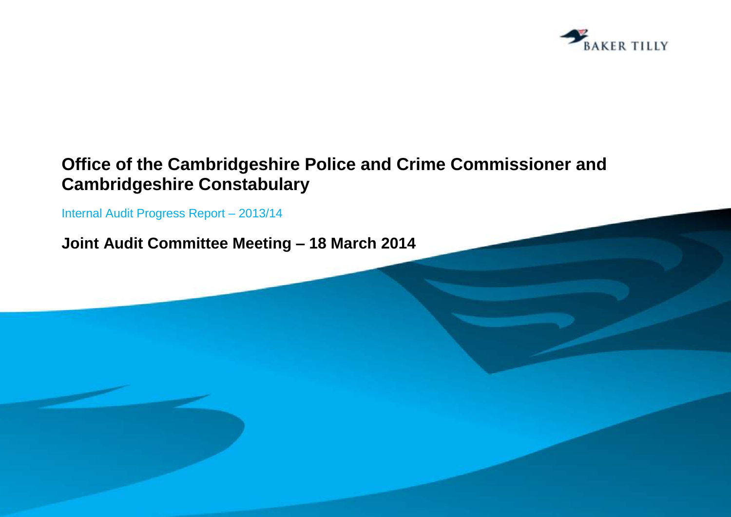BAKER TILLY

# Office of the Cambridgeshire Police and Crime Commissioner and Cambridgeshire Constabulary

Internal Audit Progress Report – 2013/14

## Joint Audit Committee Meeting – 18 March 2014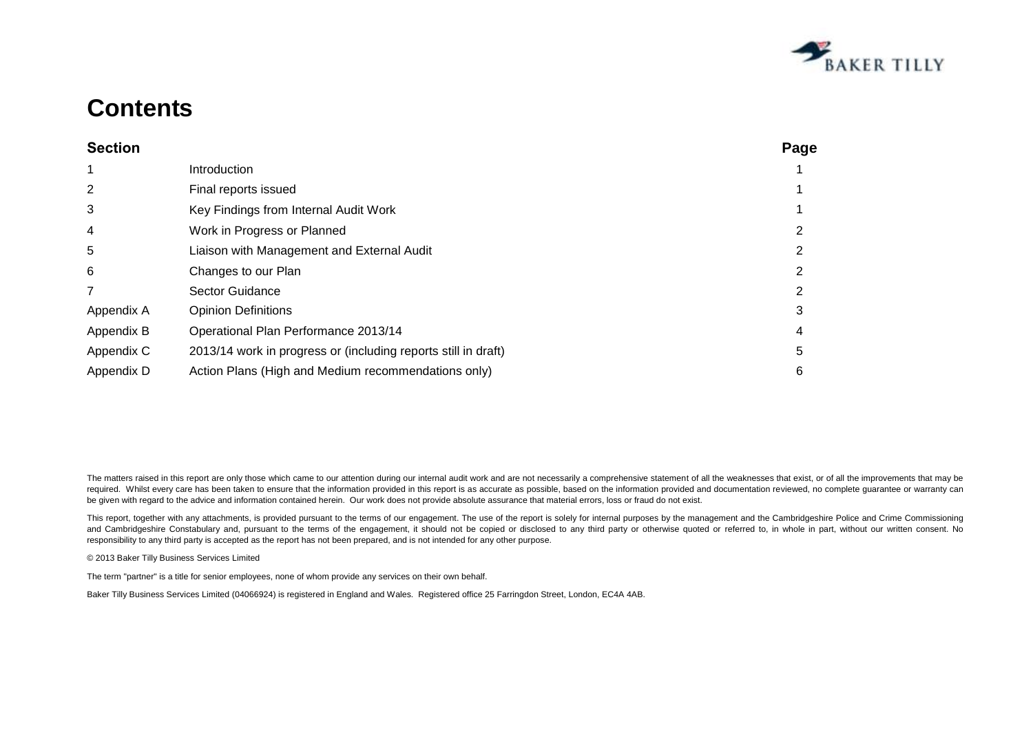# Contents

| Section | | Page |
|---|---|---|
| 1 | Introduction | 1 |
| 2 | Final reports issued | 1 |
| 3 | Key Findings from Internal Audit Work | 1 |
| 4 | Work in Progress or Planned | 2 |
| 5 | Liaison with Management and External Audit | 2 |
| 6 | Changes to our Plan | 2 |
| 7 | Sector Guidance | 2 |
| Appendix A | Opinion Definitions | 3 |
| Appendix B | Operational Plan Performance 2013/14 | 4 |
| Appendix C | 2013/14 work in progress or (including reports still in draft) | 5 |
| Appendix D | Action Plans (High and Medium recommendations only) | 6 |

The matters raised in this report are only those which came to our attention during our internal audit work and are not necessarily a comprehensive statement of all the weaknesses that exist, or of all the improvements that may be required. Whilst every care has been taken to ensure that the information provided in this report is as accurate as possible, based on the information provided and documentation reviewed, no complete guarantee or warranty can be given with regard to the advice and information contained herein. Our work does not provide absolute assurance that material errors, loss or fraud do not exist.

This report, together with any attachments, is provided pursuant to the terms of our engagement. The use of the report is solely for internal purposes by the management and the Cambridgeshire Police and Crime Commissioning and Cambridgeshire Constabulary and, pursuant to the terms of the engagement, it should not be copied or disclosed to any third party or otherwise quoted or referred to, in whole in part, without our written consent. No responsibility to any third party is accepted as the report has not been prepared, and is not intended for any other purpose.

© 2013 Baker Tilly Business Services Limited

The term "partner" is a title for senior employees, none of whom provide any services on their own behalf.

Baker Tilly Business Services Limited (04066924) is registered in England and Wales. Registered office 25 Farringdon Street, London, EC4A 4AB.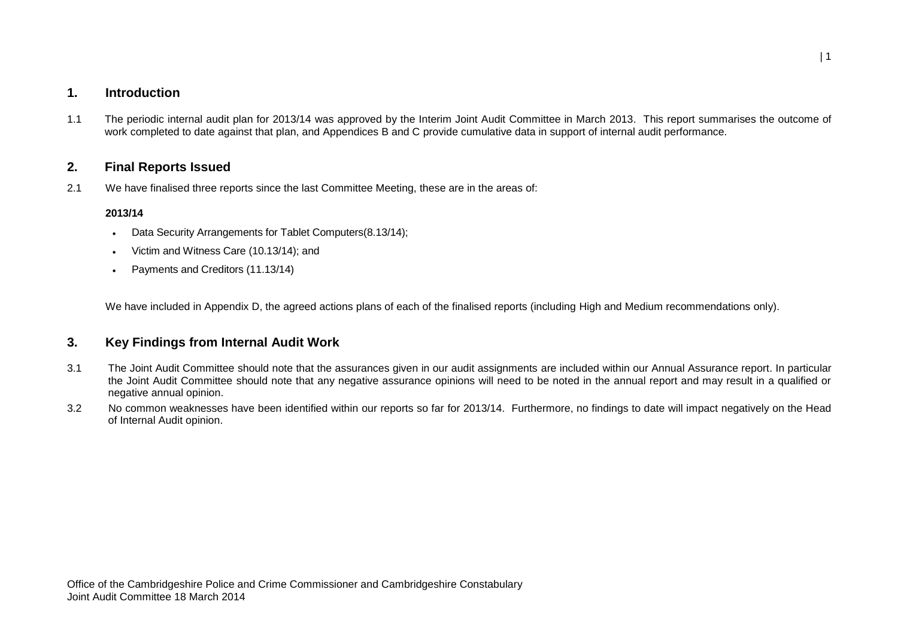## 1. Introduction

1.1 The periodic internal audit plan for 2013/14 was approved by the Interim Joint Audit Committee in March 2013. This report summarises the outcome of work completed to date against that plan, and Appendices B and C provide cumulative data in support of internal audit performance.

## 2. Final Reports Issued

2.1 We have finalised three reports since the last Committee Meeting, these are in the areas of:

**2013/14**

- Data Security Arrangements for Tablet Computers(8.13/14);
- Victim and Witness Care (10.13/14); and
- Payments and Creditors (11.13/14)

We have included in Appendix D, the agreed actions plans of each of the finalised reports (including High and Medium recommendations only).

## 3. Key Findings from Internal Audit Work

3.1 The Joint Audit Committee should note that the assurances given in our audit assignments are included within our Annual Assurance report. In particular the Joint Audit Committee should note that any negative assurance opinions will need to be noted in the annual report and may result in a qualified or negative annual opinion.

3.2 No common weaknesses have been identified within our reports so far for 2013/14. Furthermore, no findings to date will impact negatively on the Head of Internal Audit opinion.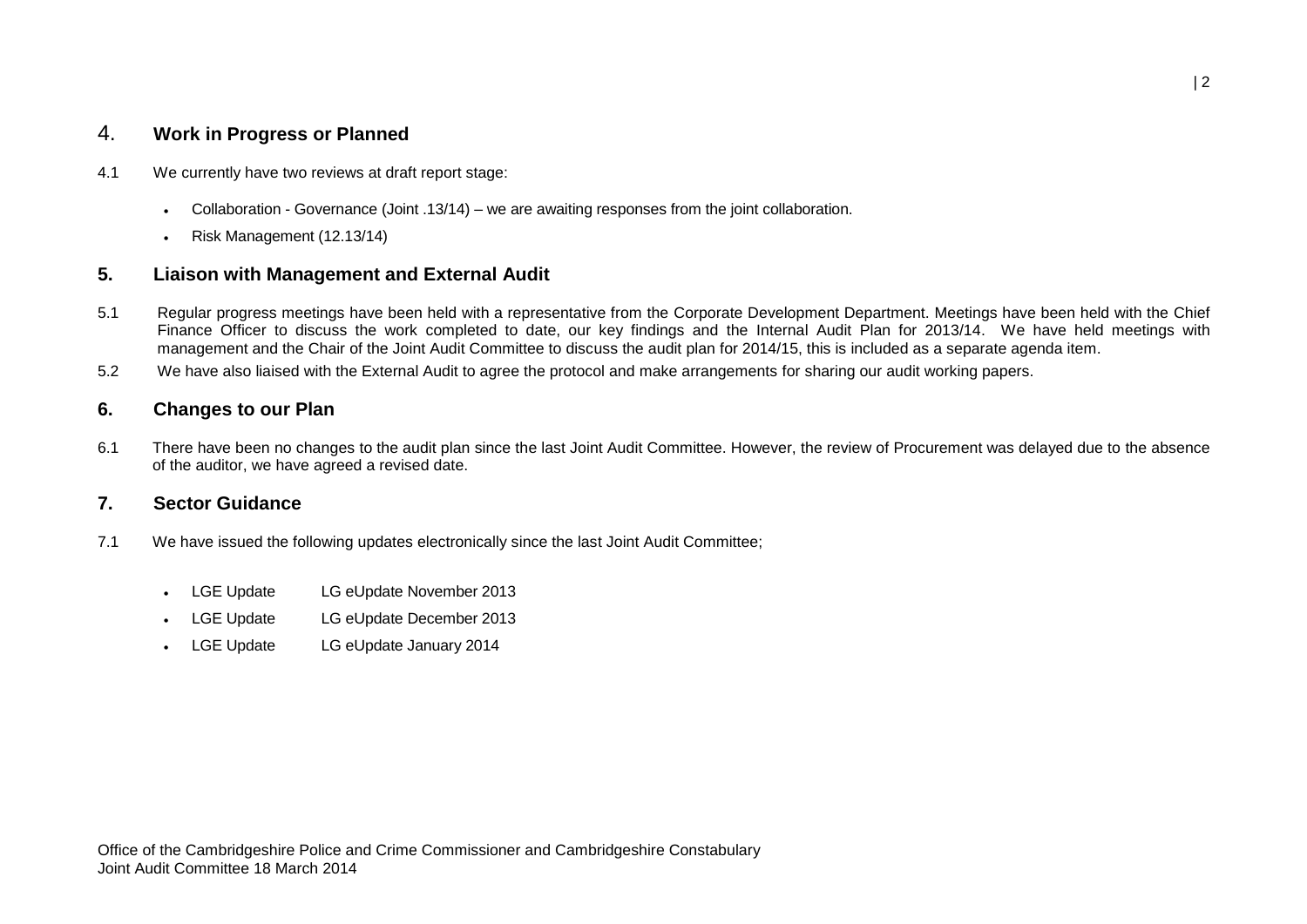## 4. Work in Progress or Planned

4.1 We currently have two reviews at draft report stage:

- Collaboration - Governance (Joint .13/14) – we are awaiting responses from the joint collaboration.
- Risk Management (12.13/14)

## 5. Liaison with Management and External Audit

5.1 Regular progress meetings have been held with a representative from the Corporate Development Department. Meetings have been held with the Chief Finance Officer to discuss the work completed to date, our key findings and the Internal Audit Plan for 2013/14. We have held meetings with management and the Chair of the Joint Audit Committee to discuss the audit plan for 2014/15, this is included as a separate agenda item.

5.2 We have also liaised with the External Audit to agree the protocol and make arrangements for sharing our audit working papers.

## 6. Changes to our Plan

6.1 There have been no changes to the audit plan since the last Joint Audit Committee. However, the review of Procurement was delayed due to the absence of the auditor, we have agreed a revised date.

## 7. Sector Guidance

7.1 We have issued the following updates electronically since the last Joint Audit Committee;

- LGE Update LG eUpdate November 2013
- LGE Update LG eUpdate December 2013
- LGE Update LG eUpdate January 2014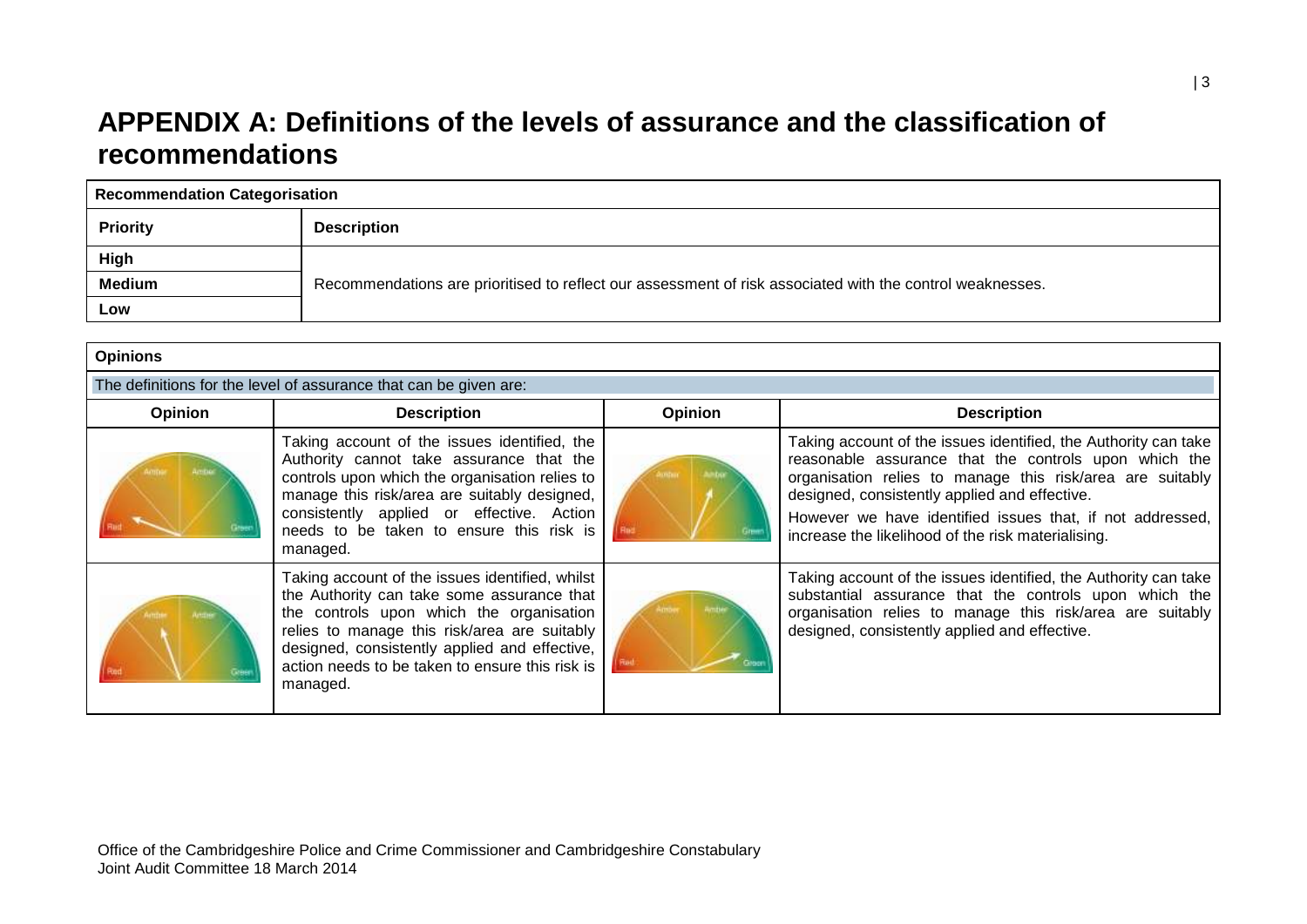# APPENDIX A: Definitions of the levels of assurance and the classification of recommendations

| Recommendation Categorisation | |
|---|---|
| **Priority** | **Description** |
| **High** | Recommendations are prioritised to reflect our assessment of risk associated with the control weaknesses. |
| **Medium** | |
| **Low** | |

| Opinions | | | |
|---|---|---|---|
| The definitions for the level of assurance that can be given are: | | | |
| **Opinion** | **Description** | **Opinion** | **Description** |
| | Taking account of the issues identified, the Authority cannot take assurance that the controls upon which the organisation relies to manage this risk/area are suitably designed, consistently applied or effective. Action needs to be taken to ensure this risk is managed. | | Taking account of the issues identified, the Authority can take reasonable assurance that the controls upon which the organisation relies to manage this risk/area are suitably designed, consistently applied and effective. However we have identified issues that, if not addressed, increase the likelihood of the risk materialising. |
| | Taking account of the issues identified, whilst the Authority can take some assurance that the controls upon which the organisation relies to manage this risk/area are suitably designed, consistently applied and effective, action needs to be taken to ensure this risk is managed. | | Taking account of the issues identified, the Authority can take substantial assurance that the controls upon which the organisation relies to manage this risk/area are suitably designed, consistently applied and effective. |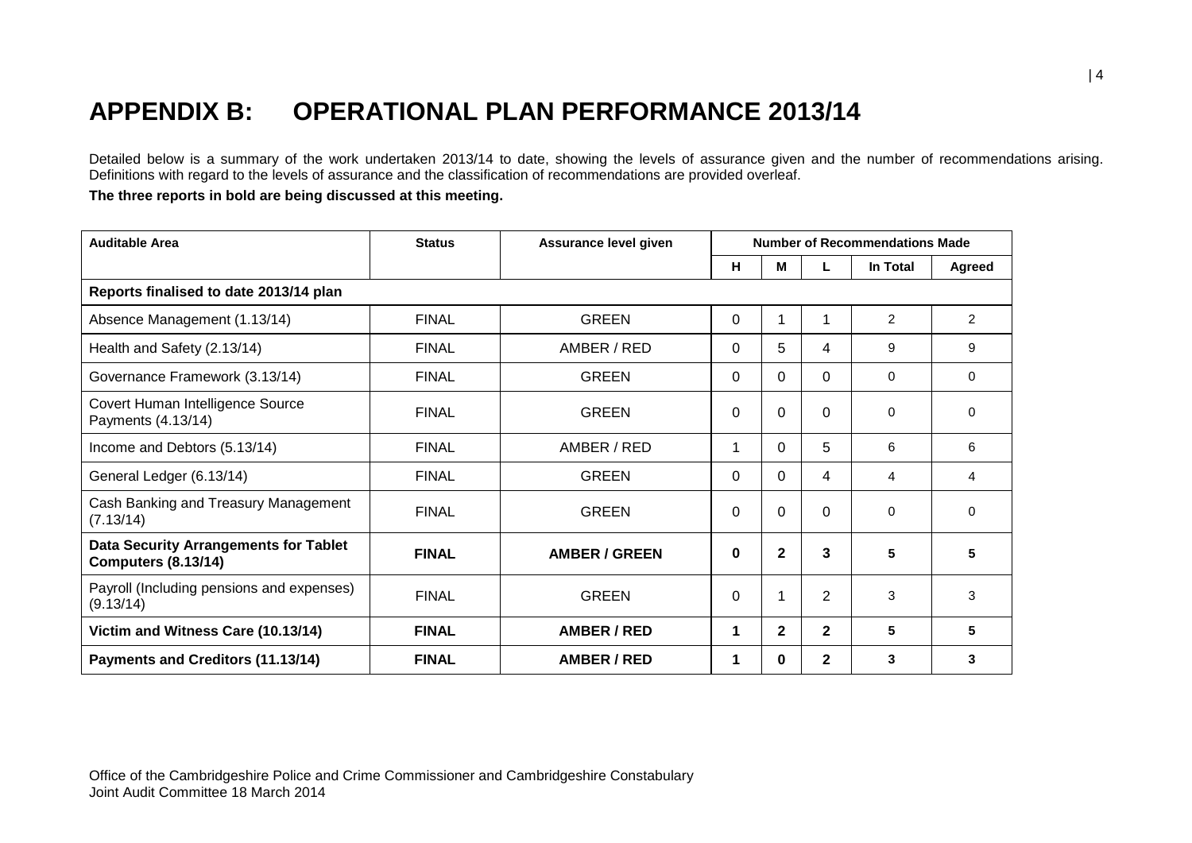# APPENDIX B: OPERATIONAL PLAN PERFORMANCE 2013/14

Detailed below is a summary of the work undertaken 2013/14 to date, showing the levels of assurance given and the number of recommendations arising. Definitions with regard to the levels of assurance and the classification of recommendations are provided overleaf.

**The three reports in bold are being discussed at this meeting.**

| Auditable Area | Status | Assurance level given | Number of Recommendations Made | | | | |
|---|---|---|---|---|---|---|---|
| | | | H | M | L | In Total | Agreed |
| **Reports finalised to date 2013/14 plan** | | | | | | | |
| Absence Management (1.13/14) | FINAL | GREEN | 0 | 1 | 1 | 2 | 2 |
| Health and Safety (2.13/14) | FINAL | AMBER / RED | 0 | 5 | 4 | 9 | 9 |
| Governance Framework (3.13/14) | FINAL | GREEN | 0 | 0 | 0 | 0 | 0 |
| Covert Human Intelligence Source Payments (4.13/14) | FINAL | GREEN | 0 | 0 | 0 | 0 | 0 |
| Income and Debtors (5.13/14) | FINAL | AMBER / RED | 1 | 0 | 5 | 6 | 6 |
| General Ledger (6.13/14) | FINAL | GREEN | 0 | 0 | 4 | 4 | 4 |
| Cash Banking and Treasury Management (7.13/14) | FINAL | GREEN | 0 | 0 | 0 | 0 | 0 |
| **Data Security Arrangements for Tablet Computers (8.13/14)** | **FINAL** | **AMBER / GREEN** | **0** | **2** | **3** | **5** | **5** |
| Payroll (Including pensions and expenses) (9.13/14) | FINAL | GREEN | 0 | 1 | 2 | 3 | 3 |
| **Victim and Witness Care (10.13/14)** | **FINAL** | **AMBER / RED** | **1** | **2** | **2** | **5** | **5** |
| **Payments and Creditors (11.13/14)** | **FINAL** | **AMBER / RED** | **1** | **0** | **2** | **3** | **3** |

Office of the Cambridgeshire Police and Crime Commissioner and Cambridgeshire Constabulary
Joint Audit Committee 18 March 2014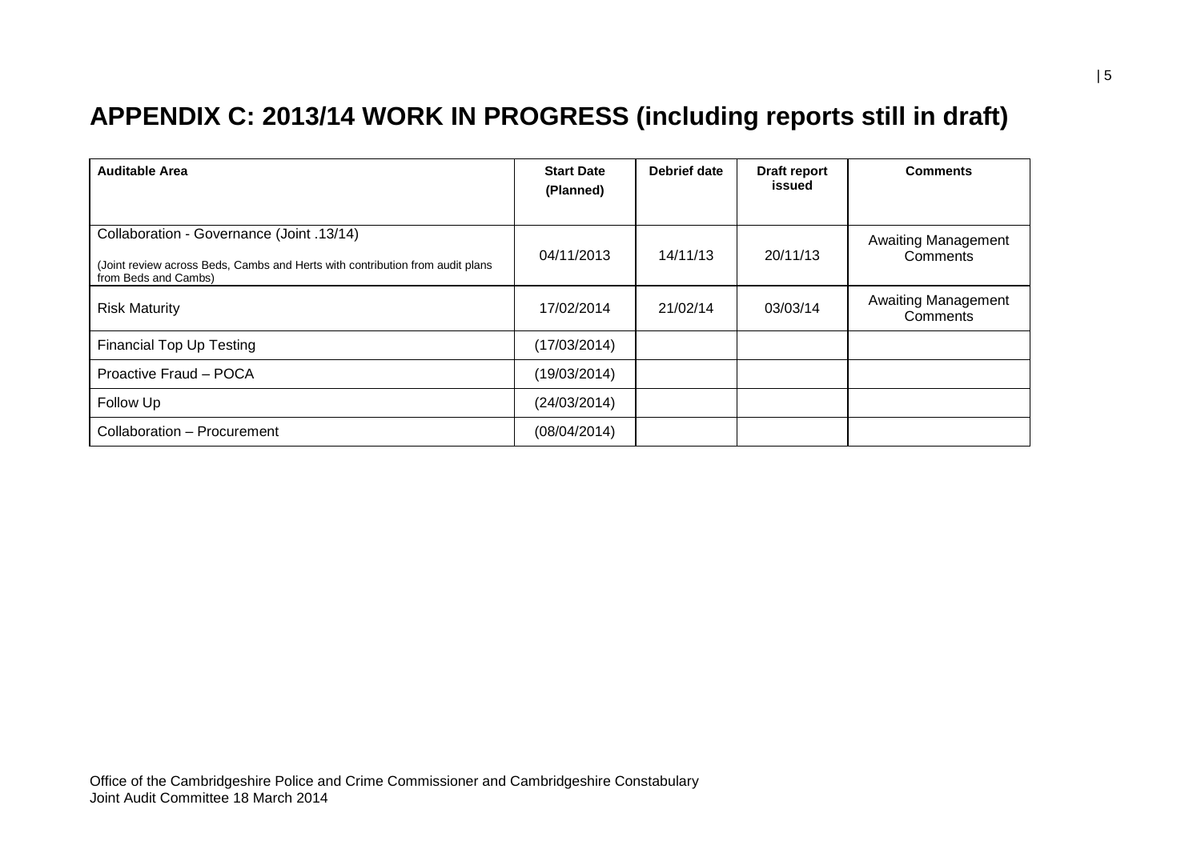# APPENDIX C: 2013/14 WORK IN PROGRESS (including reports still in draft)

| Auditable Area | Start Date (Planned) | Debrief date | Draft report issued | Comments |
|---|---|---|---|---|
| Collaboration - Governance (Joint .13/14)<br><br>(Joint review across Beds, Cambs and Herts with contribution from audit plans from Beds and Cambs) | 04/11/2013 | 14/11/13 | 20/11/13 | Awaiting Management Comments |
| Risk Maturity | 17/02/2014 | 21/02/14 | 03/03/14 | Awaiting Management Comments |
| Financial Top Up Testing | (17/03/2014) | | | |
| Proactive Fraud – POCA | (19/03/2014) | | | |
| Follow Up | (24/03/2014) | | | |
| Collaboration – Procurement | (08/04/2014) | | | |

Office of the Cambridgeshire Police and Crime Commissioner and Cambridgeshire Constabulary
Joint Audit Committee 18 March 2014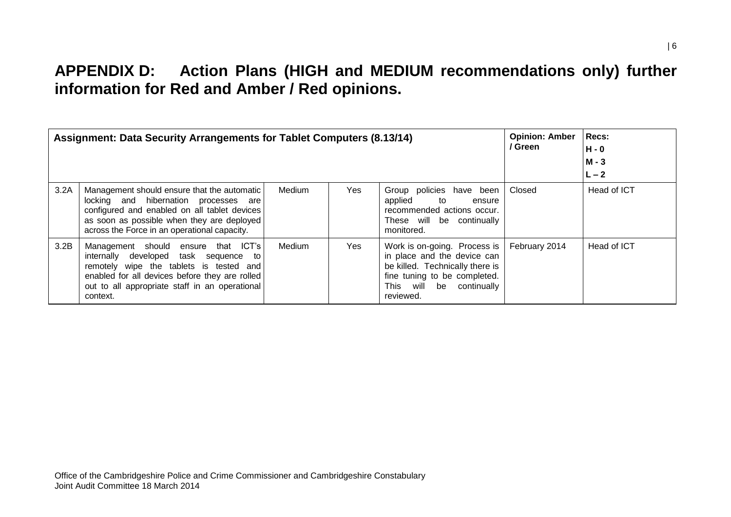# APPENDIX D: Action Plans (HIGH and MEDIUM recommendations only) further information for Red and Amber / Red opinions.

| Assignment: Data Security Arrangements for Tablet Computers (8.13/14) | | | | | Opinion: Amber / Green | Recs: H - 0 M - 3 L – 2 |
|---|---|---|---|---|---|---|
| 3.2A | Management should ensure that the automatic locking and hibernation processes are configured and enabled on all tablet devices as soon as possible when they are deployed across the Force in an operational capacity. | Medium | Yes | Group policies have been applied to ensure recommended actions occur. These will be continually monitored. | Closed | Head of ICT |
| 3.2B | Management should ensure that ICT's internally developed task sequence to remotely wipe the tablets is tested and enabled for all devices before they are rolled out to all appropriate staff in an operational context. | Medium | Yes | Work is on-going. Process is in place and the device can be killed. Technically there is fine tuning to be completed. This will be continually reviewed. | February 2014 | Head of ICT |

Office of the Cambridgeshire Police and Crime Commissioner and Cambridgeshire Constabulary
Joint Audit Committee 18 March 2014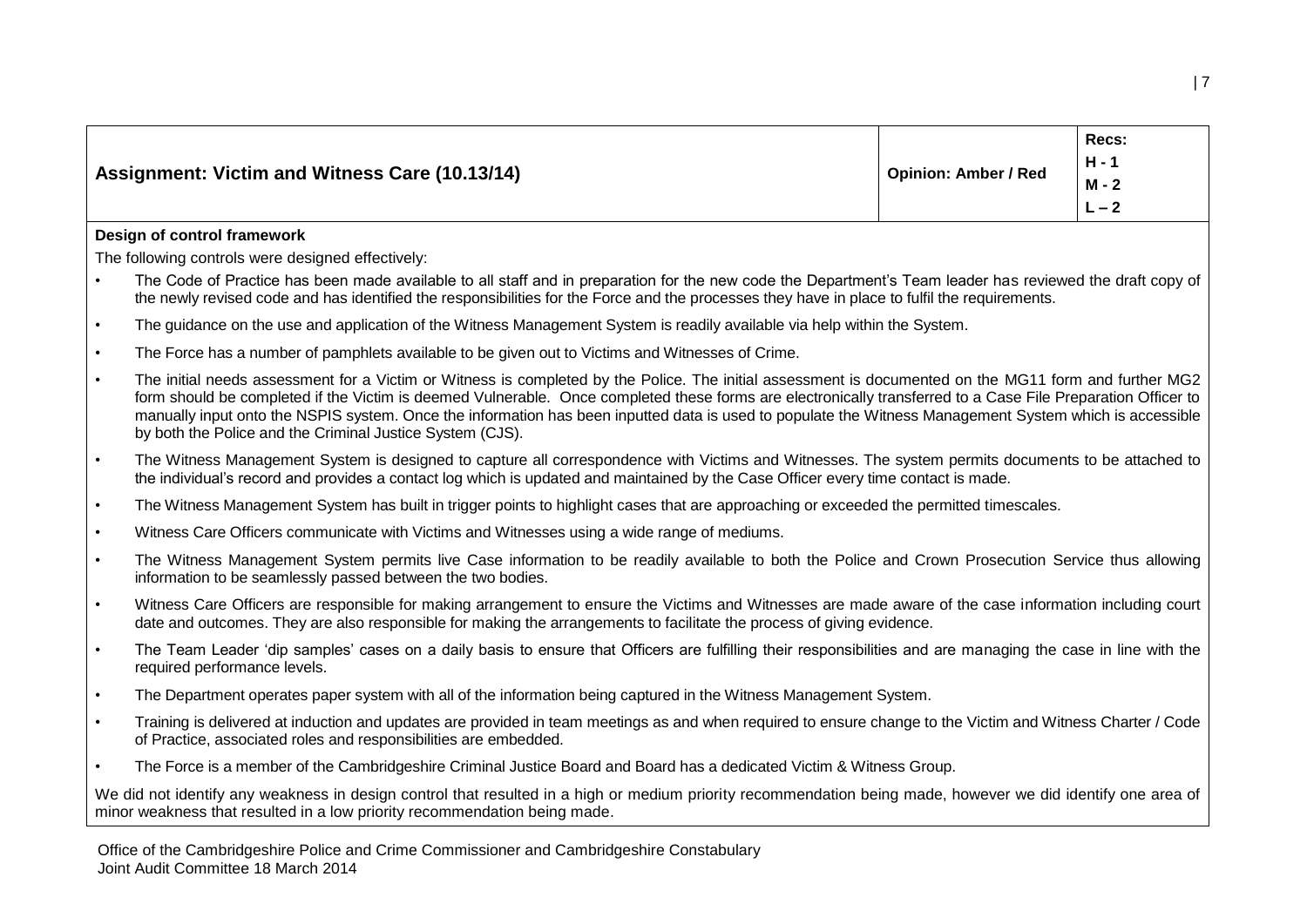| Assignment: Victim and Witness Care (10.13/14) | Opinion: Amber / Red | Recs: H - 1 M - 2 L – 2 |
|---|---|---|

**Design of control framework**

The following controls were designed effectively:

- The Code of Practice has been made available to all staff and in preparation for the new code the Department's Team leader has reviewed the draft copy of the newly revised code and has identified the responsibilities for the Force and the processes they have in place to fulfil the requirements.
- The guidance on the use and application of the Witness Management System is readily available via help within the System.
- The Force has a number of pamphlets available to be given out to Victims and Witnesses of Crime.
- The initial needs assessment for a Victim or Witness is completed by the Police. The initial assessment is documented on the MG11 form and further MG2 form should be completed if the Victim is deemed Vulnerable. Once completed these forms are electronically transferred to a Case File Preparation Officer to manually input onto the NSPIS system. Once the information has been inputted data is used to populate the Witness Management System which is accessible by both the Police and the Criminal Justice System (CJS).
- The Witness Management System is designed to capture all correspondence with Victims and Witnesses. The system permits documents to be attached to the individual's record and provides a contact log which is updated and maintained by the Case Officer every time contact is made.
- The Witness Management System has built in trigger points to highlight cases that are approaching or exceeded the permitted timescales.
- Witness Care Officers communicate with Victims and Witnesses using a wide range of mediums.
- The Witness Management System permits live Case information to be readily available to both the Police and Crown Prosecution Service thus allowing information to be seamlessly passed between the two bodies.
- Witness Care Officers are responsible for making arrangement to ensure the Victims and Witnesses are made aware of the case information including court date and outcomes. They are also responsible for making the arrangements to facilitate the process of giving evidence.
- The Team Leader 'dip samples' cases on a daily basis to ensure that Officers are fulfilling their responsibilities and are managing the case in line with the required performance levels.
- The Department operates paper system with all of the information being captured in the Witness Management System.
- Training is delivered at induction and updates are provided in team meetings as and when required to ensure change to the Victim and Witness Charter / Code of Practice, associated roles and responsibilities are embedded.
- The Force is a member of the Cambridgeshire Criminal Justice Board and Board has a dedicated Victim & Witness Group.

We did not identify any weakness in design control that resulted in a high or medium priority recommendation being made, however we did identify one area of minor weakness that resulted in a low priority recommendation being made.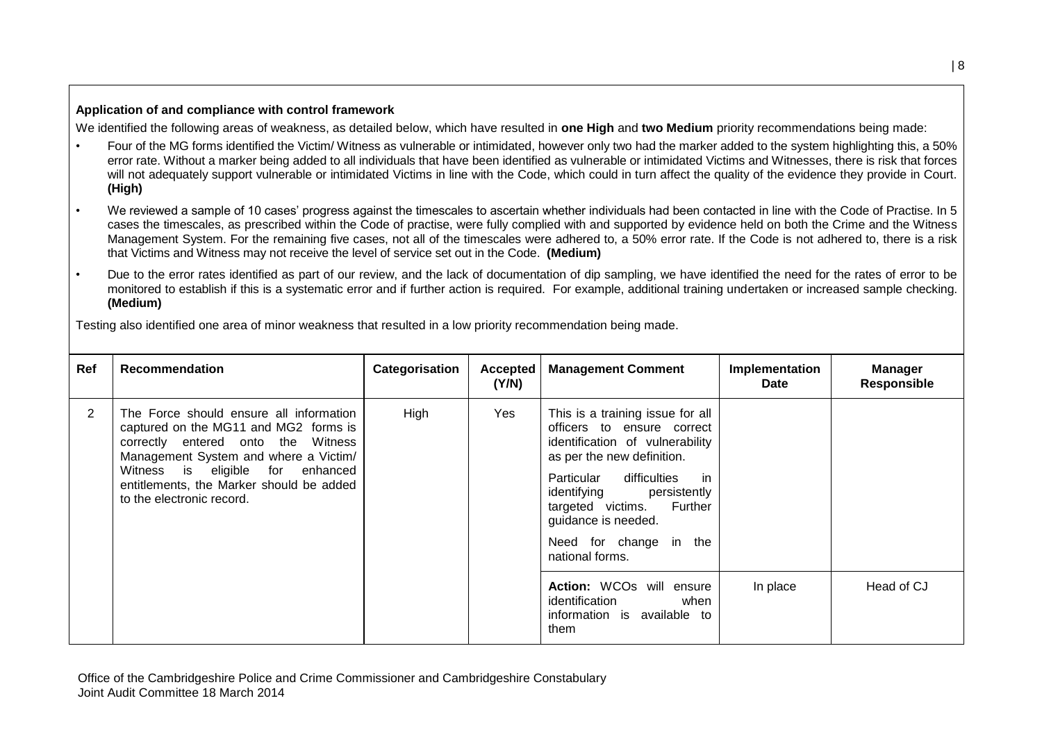**Application of and compliance with control framework**

We identified the following areas of weakness, as detailed below, which have resulted in **one High** and **two Medium** priority recommendations being made:

- Four of the MG forms identified the Victim/ Witness as vulnerable or intimidated, however only two had the marker added to the system highlighting this, a 50% error rate. Without a marker being added to all individuals that have been identified as vulnerable or intimidated Victims and Witnesses, there is risk that forces will not adequately support vulnerable or intimidated Victims in line with the Code, which could in turn affect the quality of the evidence they provide in Court. **(High)**
- We reviewed a sample of 10 cases' progress against the timescales to ascertain whether individuals had been contacted in line with the Code of Practise. In 5 cases the timescales, as prescribed within the Code of practise, were fully complied with and supported by evidence held on both the Crime and the Witness Management System. For the remaining five cases, not all of the timescales were adhered to, a 50% error rate. If the Code is not adhered to, there is a risk that Victims and Witness may not receive the level of service set out in the Code. **(Medium)**
- Due to the error rates identified as part of our review, and the lack of documentation of dip sampling, we have identified the need for the rates of error to be monitored to establish if this is a systematic error and if further action is required. For example, additional training undertaken or increased sample checking. **(Medium)**

Testing also identified one area of minor weakness that resulted in a low priority recommendation being made.

| Ref | Recommendation | Categorisation | Accepted (Y/N) | Management Comment | Implementation Date | Manager Responsible |
|---|---|---|---|---|---|---|
| 2 | The Force should ensure all information captured on the MG11 and MG2 forms is correctly entered onto the Witness Management System and where a Victim/ Witness is eligible for enhanced entitlements, the Marker should be added to the electronic record. | High | Yes | This is a training issue for all officers to ensure correct identification of vulnerability as per the new definition.<br><br>Particular difficulties in identifying persistently targeted victims. Further guidance is needed.<br><br>Need for change in the national forms. | | |
| | | | | **Action:** WCOs will ensure identification when information is available to them | In place | Head of CJ |

Office of the Cambridgeshire Police and Crime Commissioner and Cambridgeshire Constabulary
Joint Audit Committee 18 March 2014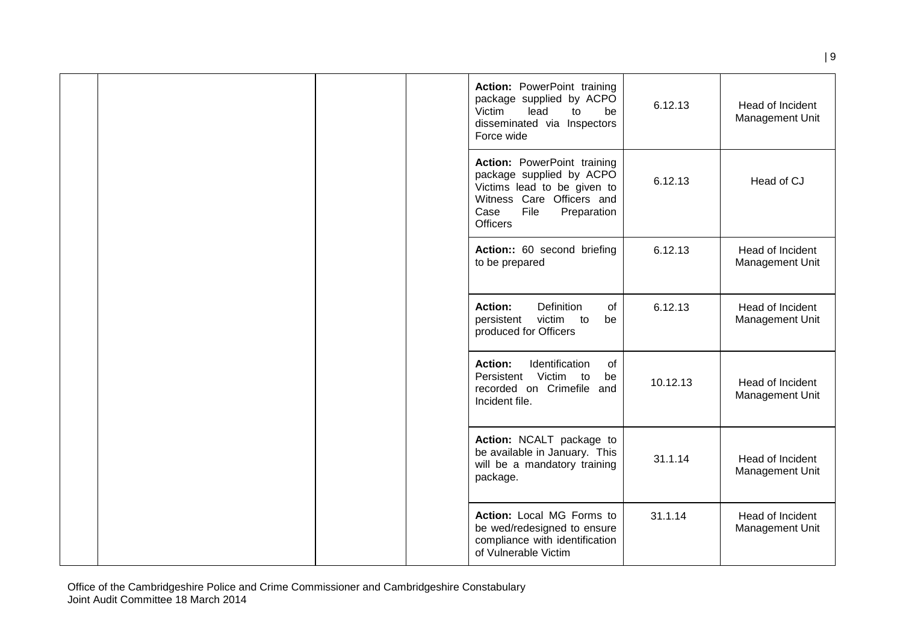| | | | | | | |
|---|---|---|---|---|---|---|
| | | | | **Action:** PowerPoint training package supplied by ACPO Victim lead to be disseminated via Inspectors Force wide | 6.12.13 | Head of Incident Management Unit |
| | | | | **Action:** PowerPoint training package supplied by ACPO Victims lead to be given to Witness Care Officers and Case File Preparation Officers | 6.12.13 | Head of CJ |
| | | | | **Action::** 60 second briefing to be prepared | 6.12.13 | Head of Incident Management Unit |
| | | | | **Action:** Definition of persistent victim to be produced for Officers | 6.12.13 | Head of Incident Management Unit |
| | | | | **Action:** Identification of Persistent Victim to be recorded on Crimefile and Incident file. | 10.12.13 | Head of Incident Management Unit |
| | | | | **Action:** NCALT package to be available in January. This will be a mandatory training package. | 31.1.14 | Head of Incident Management Unit |
| | | | | **Action:** Local MG Forms to be wed/redesigned to ensure compliance with identification of Vulnerable Victim | 31.1.14 | Head of Incident Management Unit |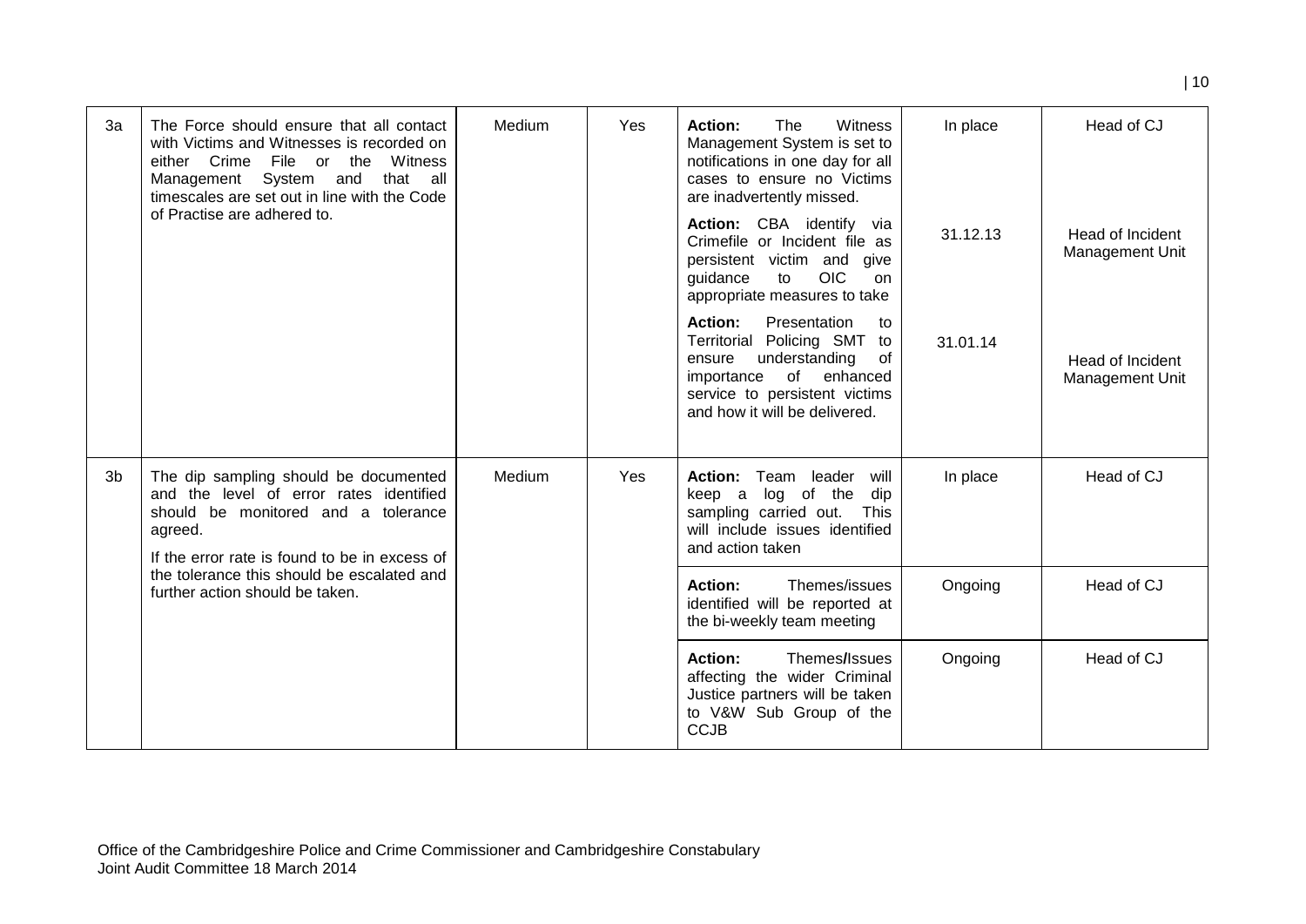| | | | | | | |
|---|---|---|---|---|---|---|
| 3a | The Force should ensure that all contact with Victims and Witnesses is recorded on either Crime File or the Witness Management System and that all timescales are set out in line with the Code of Practise are adhered to. | Medium | Yes | **Action:** The Witness Management System is set to notifications in one day for all cases to ensure no Victims are inadvertently missed. | In place | Head of CJ |
| | | | | **Action:** CBA identify via Crimefile or Incident file as persistent victim and give guidance to OIC on appropriate measures to take | 31.12.13 | Head of Incident Management Unit |
| | | | | **Action:** Presentation to Territorial Policing SMT to ensure understanding of importance of enhanced service to persistent victims and how it will be delivered. | 31.01.14 | Head of Incident Management Unit |
| 3b | The dip sampling should be documented and the level of error rates identified should be monitored and a tolerance agreed.<br>If the error rate is found to be in excess of the tolerance this should be escalated and further action should be taken. | Medium | Yes | **Action:** Team leader will keep a log of the dip sampling carried out. This will include issues identified and action taken | In place | Head of CJ |
| | | | | **Action:** Themes/issues identified will be reported at the bi-weekly team meeting | Ongoing | Head of CJ |
| | | | | **Action:** Themes/Issues affecting the wider Criminal Justice partners will be taken to V&W Sub Group of the CCJB | Ongoing | Head of CJ |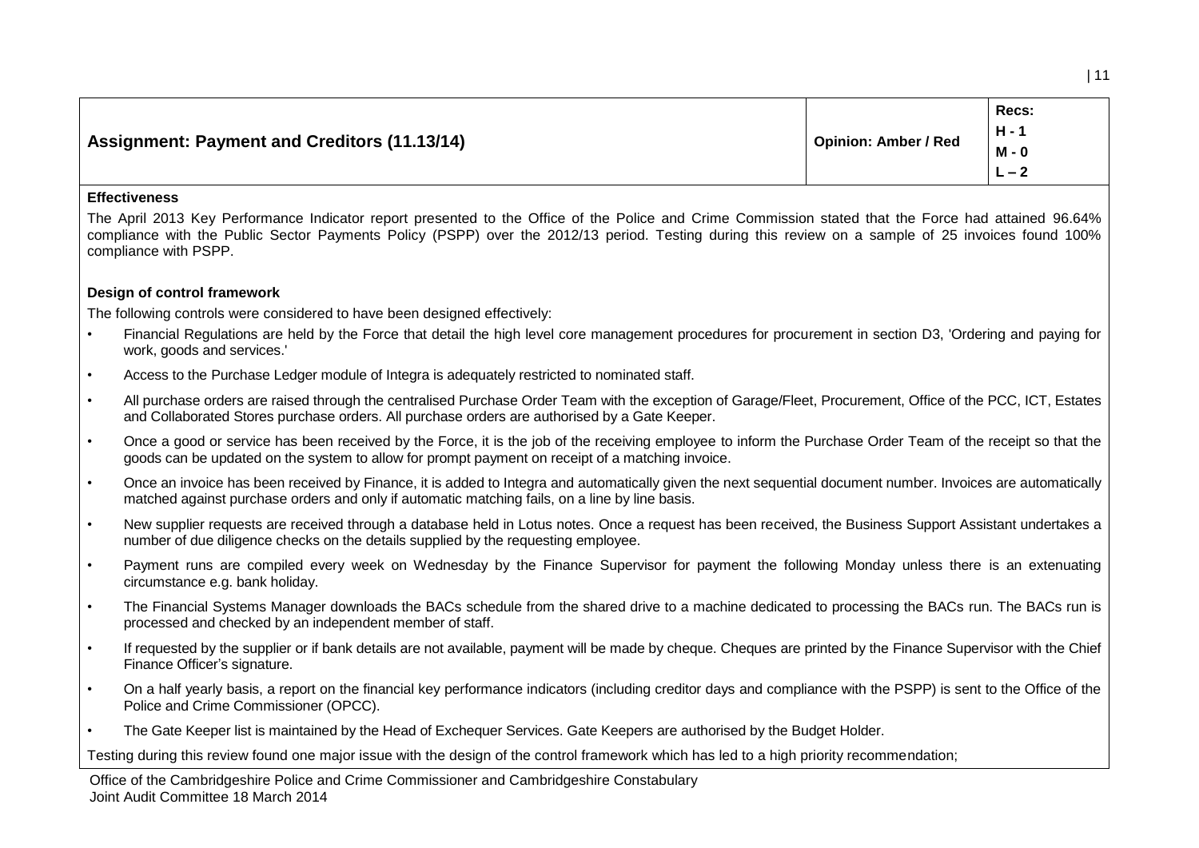| Assignment: Payment and Creditors (11.13/14) | Opinion: Amber / Red | Recs: H - 1 M - 0 L – 2 |
|---|---|---|

**Effectiveness**

The April 2013 Key Performance Indicator report presented to the Office of the Police and Crime Commission stated that the Force had attained 96.64% compliance with the Public Sector Payments Policy (PSPP) over the 2012/13 period. Testing during this review on a sample of 25 invoices found 100% compliance with PSPP.

**Design of control framework**

The following controls were considered to have been designed effectively:

- Financial Regulations are held by the Force that detail the high level core management procedures for procurement in section D3, 'Ordering and paying for work, goods and services.'
- Access to the Purchase Ledger module of Integra is adequately restricted to nominated staff.
- All purchase orders are raised through the centralised Purchase Order Team with the exception of Garage/Fleet, Procurement, Office of the PCC, ICT, Estates and Collaborated Stores purchase orders. All purchase orders are authorised by a Gate Keeper.
- Once a good or service has been received by the Force, it is the job of the receiving employee to inform the Purchase Order Team of the receipt so that the goods can be updated on the system to allow for prompt payment on receipt of a matching invoice.
- Once an invoice has been received by Finance, it is added to Integra and automatically given the next sequential document number. Invoices are automatically matched against purchase orders and only if automatic matching fails, on a line by line basis.
- New supplier requests are received through a database held in Lotus notes. Once a request has been received, the Business Support Assistant undertakes a number of due diligence checks on the details supplied by the requesting employee.
- Payment runs are compiled every week on Wednesday by the Finance Supervisor for payment the following Monday unless there is an extenuating circumstance e.g. bank holiday.
- The Financial Systems Manager downloads the BACs schedule from the shared drive to a machine dedicated to processing the BACs run. The BACs run is processed and checked by an independent member of staff.
- If requested by the supplier or if bank details are not available, payment will be made by cheque. Cheques are printed by the Finance Supervisor with the Chief Finance Officer's signature.
- On a half yearly basis, a report on the financial key performance indicators (including creditor days and compliance with the PSPP) is sent to the Office of the Police and Crime Commissioner (OPCC).
- The Gate Keeper list is maintained by the Head of Exchequer Services. Gate Keepers are authorised by the Budget Holder.

Testing during this review found one major issue with the design of the control framework which has led to a high priority recommendation;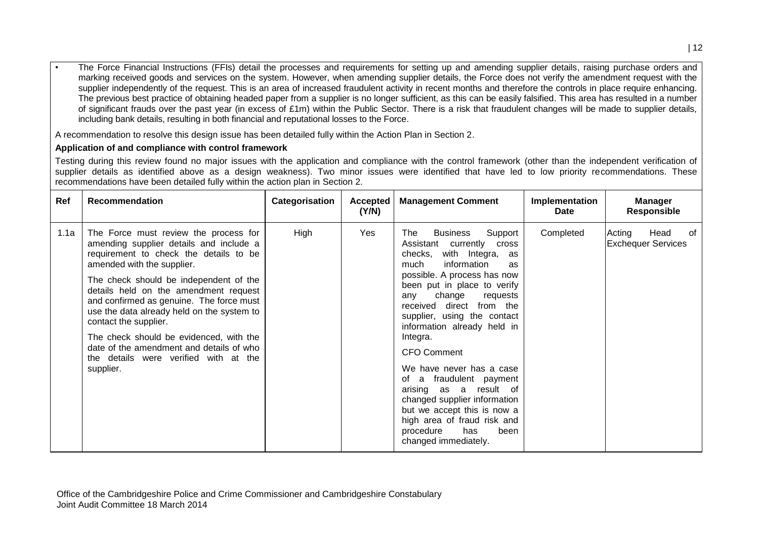- The Force Financial Instructions (FFIs) detail the processes and requirements for setting up and amending supplier details, raising purchase orders and marking received goods and services on the system. However, when amending supplier details, the Force does not verify the amendment request with the supplier independently of the request. This is an area of increased fraudulent activity in recent months and therefore the controls in place require enhancing. The previous best practice of obtaining headed paper from a supplier is no longer sufficient, as this can be easily falsified. This area has resulted in a number of significant frauds over the past year (in excess of £1m) within the Public Sector. There is a risk that fraudulent changes will be made to supplier details, including bank details, resulting in both financial and reputational losses to the Force.

A recommendation to resolve this design issue has been detailed fully within the Action Plan in Section 2.

**Application of and compliance with control framework**

Testing during this review found no major issues with the application and compliance with the control framework (other than the independent verification of supplier details as identified above as a design weakness). Two minor issues were identified that have led to low priority recommendations. These recommendations have been detailed fully within the action plan in Section 2.

| Ref | Recommendation | Categorisation | Accepted (Y/N) | Management Comment | Implementation Date | Manager Responsible |
|---|---|---|---|---|---|---|
| 1.1a | The Force must review the process for amending supplier details and include a requirement to check the details to be amended with the supplier.<br><br>The check should be independent of the details held on the amendment request and confirmed as genuine. The force must use the data already held on the system to contact the supplier.<br><br>The check should be evidenced, with the date of the amendment and details of who the details were verified with at the supplier. | High | Yes | The Business Support Assistant currently cross checks, with Integra, as much information as possible. A process has now been put in place to verify any change requests received direct from the supplier, using the contact information already held in Integra.<br><br>CFO Comment<br><br>We have never has a case of a fraudulent payment arising as a result of changed supplier information but we accept this is now a high area of fraud risk and procedure has been changed immediately. | Completed | Acting Head of Exchequer Services |